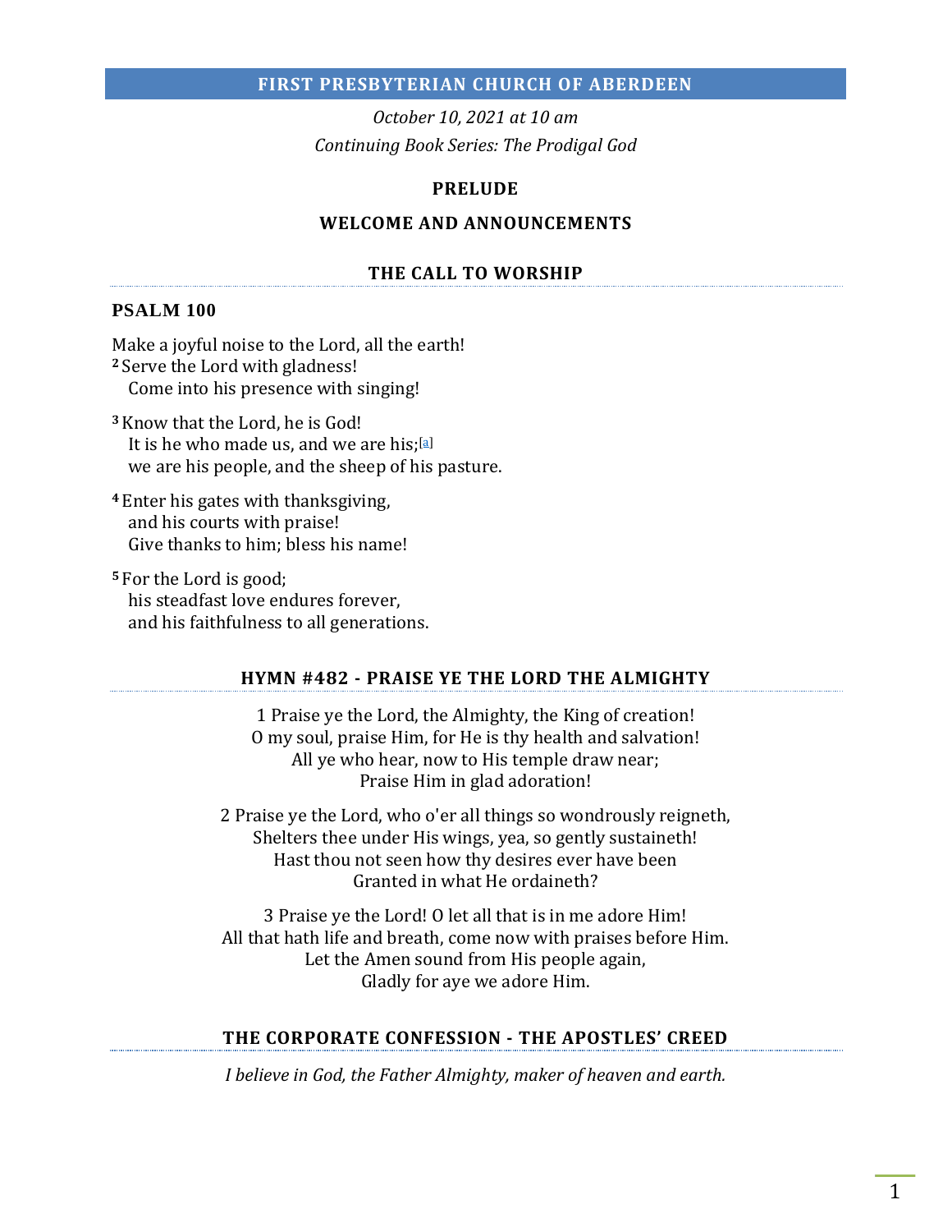# FIRST PRESBYTERIAN CHURCH OF ABERDEEN

*October 10, 2021 at 10 am*
*Continuing Book Series: The Prodigal God*

## PRELUDE

## WELCOME AND ANNOUNCEMENTS

## THE CALL TO WORSHIP

### PSALM 100

Make a joyful noise to the Lord, all the earth!
[2] Serve the Lord with gladness!
Come into his presence with singing!

[3] Know that the Lord, he is God!
It is he who made us, and we are his;[a]
we are his people, and the sheep of his pasture.

[4] Enter his gates with thanksgiving,
and his courts with praise!
Give thanks to him; bless his name!

[5] For the Lord is good;
his steadfast love endures forever,
and his faithfulness to all generations.

## HYMN #482 - PRAISE YE THE LORD THE ALMIGHTY

1 Praise ye the Lord, the Almighty, the King of creation!
O my soul, praise Him, for He is thy health and salvation!
All ye who hear, now to His temple draw near;
Praise Him in glad adoration!

2 Praise ye the Lord, who o'er all things so wondrously reigneth,
Shelters thee under His wings, yea, so gently sustaineth!
Hast thou not seen how thy desires ever have been
Granted in what He ordaineth?

3 Praise ye the Lord! O let all that is in me adore Him!
All that hath life and breath, come now with praises before Him.
Let the Amen sound from His people again,
Gladly for aye we adore Him.

## THE CORPORATE CONFESSION - THE APOSTLES' CREED

*I believe in God, the Father Almighty, maker of heaven and earth.*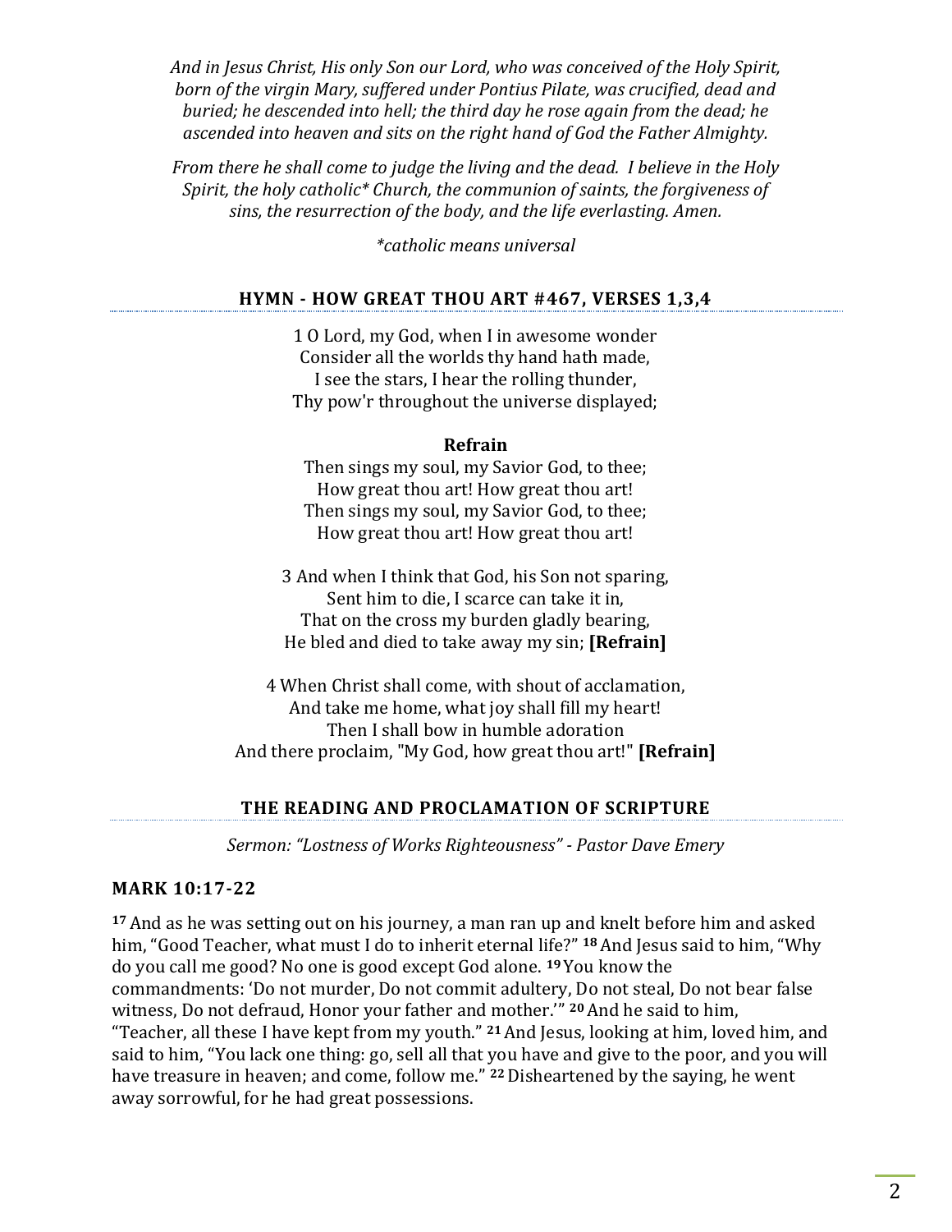*And in Jesus Christ, His only Son our Lord, who was conceived of the Holy Spirit, born of the virgin Mary, suffered under Pontius Pilate, was crucified, dead and buried; he descended into hell; the third day he rose again from the dead; he ascended into heaven and sits on the right hand of God the Father Almighty.*

*From there he shall come to judge the living and the dead. I believe in the Holy Spirit, the holy catholic* Church, the communion of saints, the forgiveness of sins, the resurrection of the body, and the life everlasting. Amen.*

**catholic means universal*

## HYMN - HOW GREAT THOU ART #467, VERSES 1,3,4

1 O Lord, my God, when I in awesome wonder
Consider all the worlds thy hand hath made,
I see the stars, I hear the rolling thunder,
Thy pow'r throughout the universe displayed;

**Refrain**
Then sings my soul, my Savior God, to thee;
How great thou art! How great thou art!
Then sings my soul, my Savior God, to thee;
How great thou art! How great thou art!

3 And when I think that God, his Son not sparing,
Sent him to die, I scarce can take it in,
That on the cross my burden gladly bearing,
He bled and died to take away my sin; **[Refrain]**

4 When Christ shall come, with shout of acclamation,
And take me home, what joy shall fill my heart!
Then I shall bow in humble adoration
And there proclaim, "My God, how great thou art!" **[Refrain]**

## THE READING AND PROCLAMATION OF SCRIPTURE

*Sermon: "Lostness of Works Righteousness" - Pastor Dave Emery*

### MARK 10:17-22

**17** And as he was setting out on his journey, a man ran up and knelt before him and asked him, "Good Teacher, what must I do to inherit eternal life?" **18** And Jesus said to him, "Why do you call me good? No one is good except God alone. **19** You know the commandments: 'Do not murder, Do not commit adultery, Do not steal, Do not bear false witness, Do not defraud, Honor your father and mother.'" **20** And he said to him, "Teacher, all these I have kept from my youth." **21** And Jesus, looking at him, loved him, and said to him, "You lack one thing: go, sell all that you have and give to the poor, and you will have treasure in heaven; and come, follow me." **22** Disheartened by the saying, he went away sorrowful, for he had great possessions.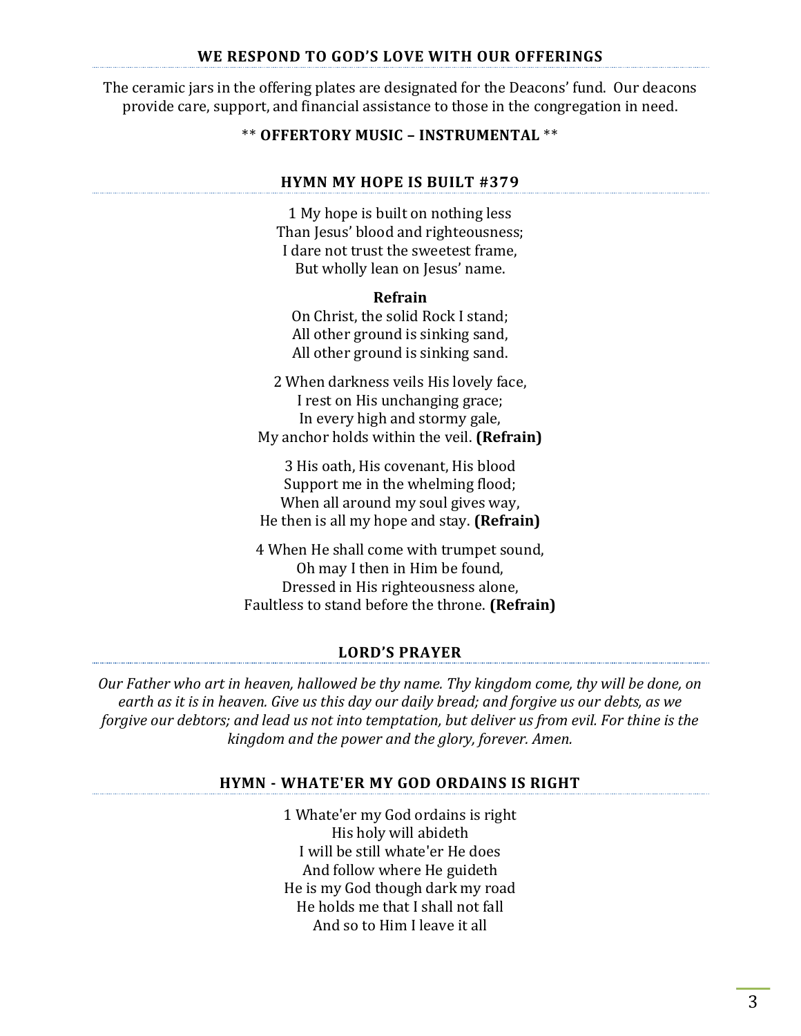## WE RESPOND TO GOD'S LOVE WITH OUR OFFERINGS

The ceramic jars in the offering plates are designated for the Deacons' fund. Our deacons provide care, support, and financial assistance to those in the congregation in need.

** **OFFERTORY MUSIC – INSTRUMENTAL** **

## HYMN MY HOPE IS BUILT #379

1 My hope is built on nothing less  
Than Jesus' blood and righteousness;  
I dare not trust the sweetest frame,  
But wholly lean on Jesus' name.

**Refrain**  
On Christ, the solid Rock I stand;  
All other ground is sinking sand,  
All other ground is sinking sand.

2 When darkness veils His lovely face,  
I rest on His unchanging grace;  
In every high and stormy gale,  
My anchor holds within the veil. **(Refrain)**

3 His oath, His covenant, His blood  
Support me in the whelming flood;  
When all around my soul gives way,  
He then is all my hope and stay. **(Refrain)**

4 When He shall come with trumpet sound,  
Oh may I then in Him be found,  
Dressed in His righteousness alone,  
Faultless to stand before the throne. **(Refrain)**

## LORD'S PRAYER

*Our Father who art in heaven, hallowed be thy name. Thy kingdom come, thy will be done, on earth as it is in heaven. Give us this day our daily bread; and forgive us our debts, as we forgive our debtors; and lead us not into temptation, but deliver us from evil. For thine is the kingdom and the power and the glory, forever. Amen.*

## HYMN - WHATE'ER MY GOD ORDAINS IS RIGHT

1 Whate'er my God ordains is right  
His holy will abideth  
I will be still whate'er He does  
And follow where He guideth  
He is my God though dark my road  
He holds me that I shall not fall  
And so to Him I leave it all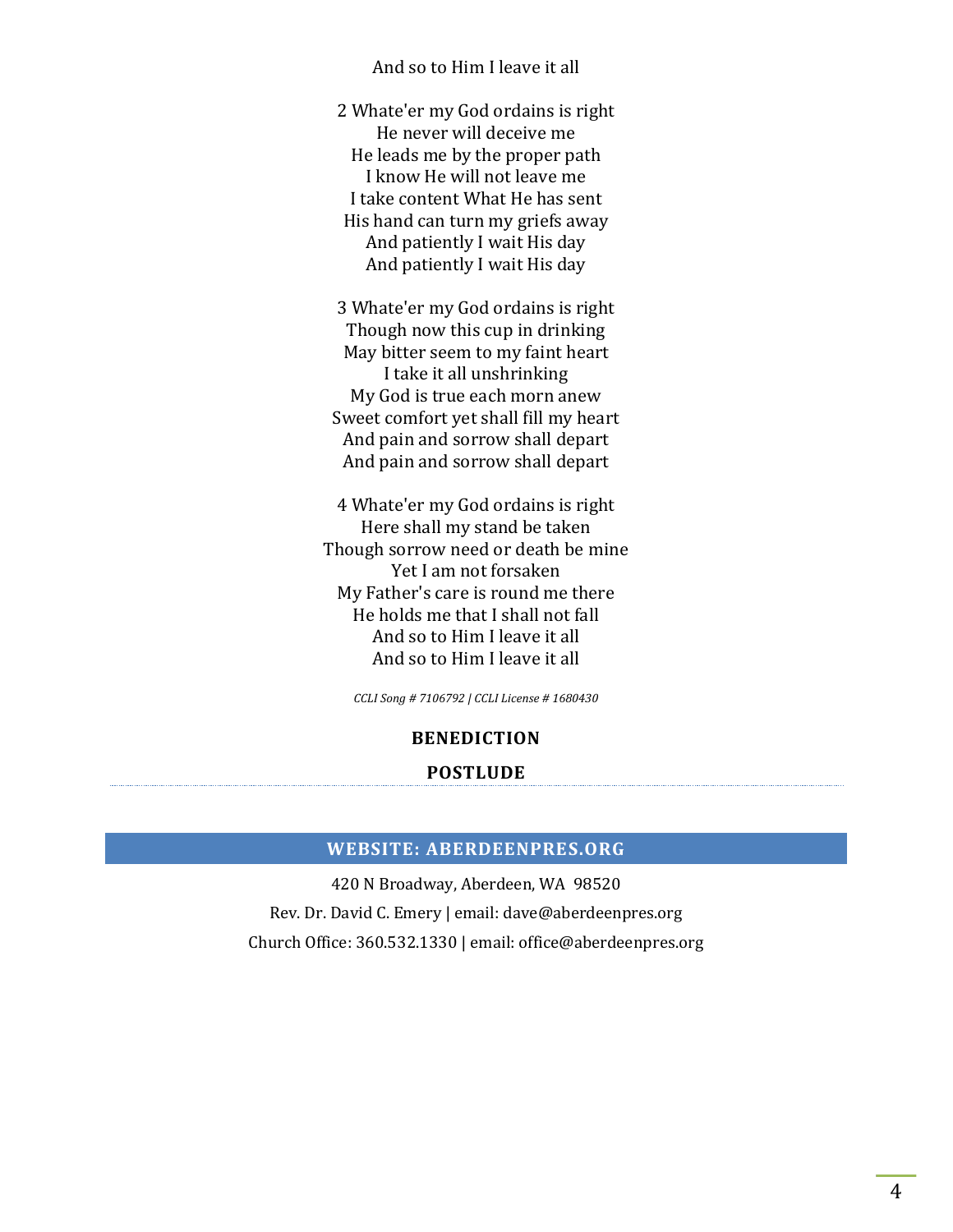And so to Him I leave it all

2 Whate'er my God ordains is right  
He never will deceive me  
He leads me by the proper path  
I know He will not leave me  
I take content What He has sent  
His hand can turn my griefs away  
And patiently I wait His day  
And patiently I wait His day

3 Whate'er my God ordains is right  
Though now this cup in drinking  
May bitter seem to my faint heart  
I take it all unshrinking  
My God is true each morn anew  
Sweet comfort yet shall fill my heart  
And pain and sorrow shall depart  
And pain and sorrow shall depart

4 Whate'er my God ordains is right  
Here shall my stand be taken  
Though sorrow need or death be mine  
Yet I am not forsaken  
My Father's care is round me there  
He holds me that I shall not fall  
And so to Him I leave it all  
And so to Him I leave it all

*CCLI Song # 7106792 | CCLI License # 1680430*

**BENEDICTION**

**POSTLUDE**

---

## WEBSITE: ABERDEENPRES.ORG

420 N Broadway, Aberdeen, WA 98520

Rev. Dr. David C. Emery | email: dave@aberdeenpres.org

Church Office: 360.532.1330 | email: office@aberdeenpres.org